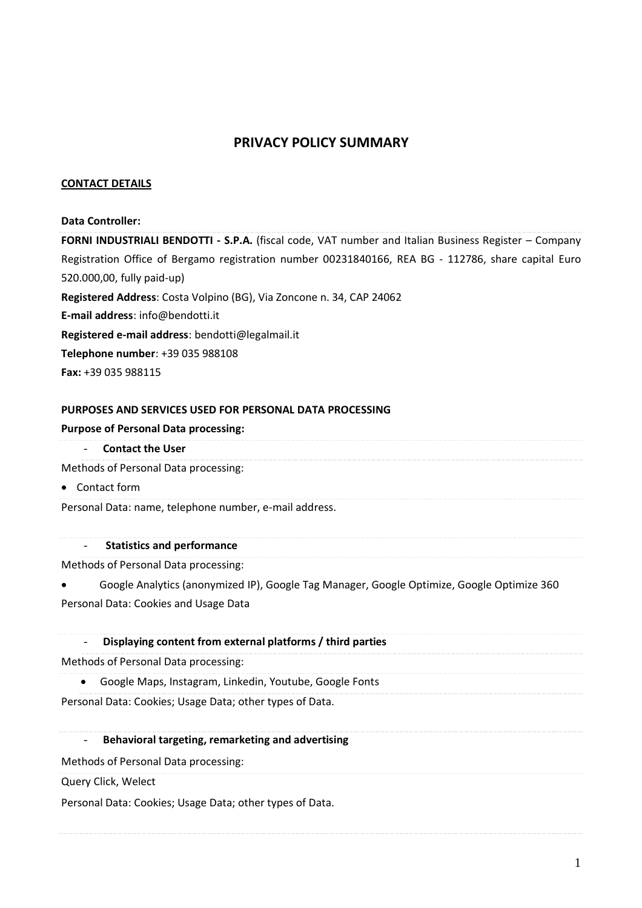# PRIVACY POLICY SUMMARY

**CONTACT DETAILS**

**Data Controller:**

**FORNI INDUSTRIALI BENDOTTI - S.P.A.** (fiscal code, VAT number and Italian Business Register – Company Registration Office of Bergamo registration number 00231840166, REA BG - 112786, share capital Euro 520.000,00, fully paid-up)

**Registered Address**: Costa Volpino (BG), Via Zoncone n. 34, CAP 24062

**E-mail address**: info@bendotti.it

**Registered e-mail address**: bendotti@legalmail.it

**Telephone number**: +39 035 988108

**Fax:** +39 035 988115

**PURPOSES AND SERVICES USED FOR PERSONAL DATA PROCESSING**

**Purpose of Personal Data processing:**

- **Contact the User**

Methods of Personal Data processing:

- Contact form

Personal Data: name, telephone number, e-mail address.

- **Statistics and performance**

Methods of Personal Data processing:

- Google Analytics (anonymized IP), Google Tag Manager, Google Optimize, Google Optimize 360

Personal Data: Cookies and Usage Data

- **Displaying content from external platforms / third parties**

Methods of Personal Data processing:

- Google Maps, Instagram, Linkedin, Youtube, Google Fonts

Personal Data: Cookies; Usage Data; other types of Data.

- **Behavioral targeting, remarketing and advertising**

Methods of Personal Data processing:

Query Click, Welect

Personal Data: Cookies; Usage Data; other types of Data.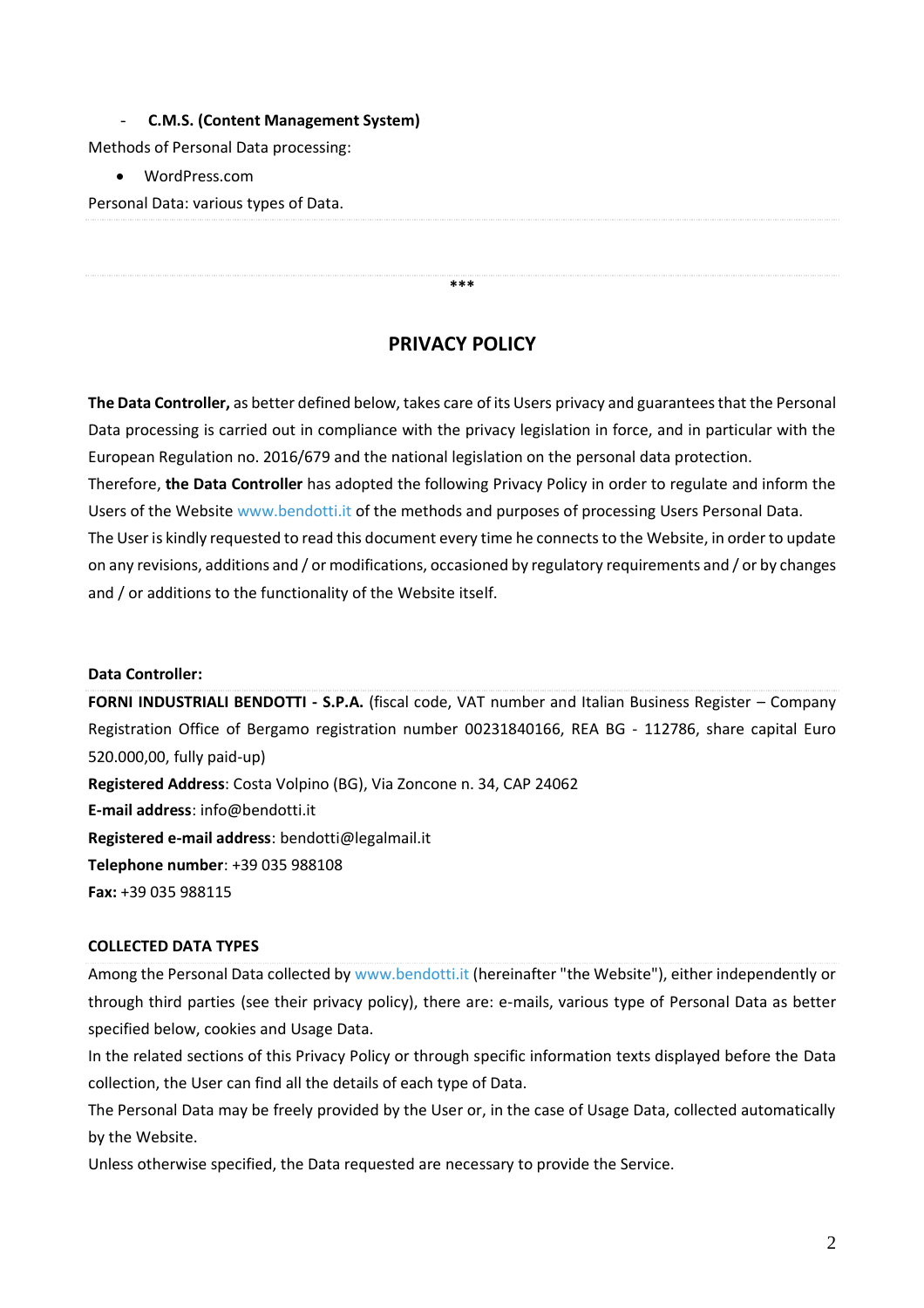- **C.M.S. (Content Management System)**

Methods of Personal Data processing:

- WordPress.com

Personal Data: various types of Data.

---

***

## PRIVACY POLICY

**The Data Controller,** as better defined below, takes care of its Users privacy and guarantees that the Personal Data processing is carried out in compliance with the privacy legislation in force, and in particular with the European Regulation no. 2016/679 and the national legislation on the personal data protection.
Therefore, **the Data Controller** has adopted the following Privacy Policy in order to regulate and inform the Users of the Website www.bendotti.it of the methods and purposes of processing Users Personal Data.
The User is kindly requested to read this document every time he connects to the Website, in order to update on any revisions, additions and / or modifications, occasioned by regulatory requirements and / or by changes and / or additions to the functionality of the Website itself.

**Data Controller:**

**FORNI INDUSTRIALI BENDOTTI - S.P.A.** (fiscal code, VAT number and Italian Business Register – Company Registration Office of Bergamo registration number 00231840166, REA BG - 112786, share capital Euro 520.000,00, fully paid-up)
**Registered Address**: Costa Volpino (BG), Via Zoncone n. 34, CAP 24062
**E-mail address**: info@bendotti.it
**Registered e-mail address**: bendotti@legalmail.it
**Telephone number**: +39 035 988108
**Fax:** +39 035 988115

**COLLECTED DATA TYPES**

Among the Personal Data collected by www.bendotti.it (hereinafter "the Website"), either independently or through third parties (see their privacy policy), there are: e-mails, various type of Personal Data as better specified below, cookies and Usage Data.
In the related sections of this Privacy Policy or through specific information texts displayed before the Data collection, the User can find all the details of each type of Data.
The Personal Data may be freely provided by the User or, in the case of Usage Data, collected automatically by the Website.
Unless otherwise specified, the Data requested are necessary to provide the Service.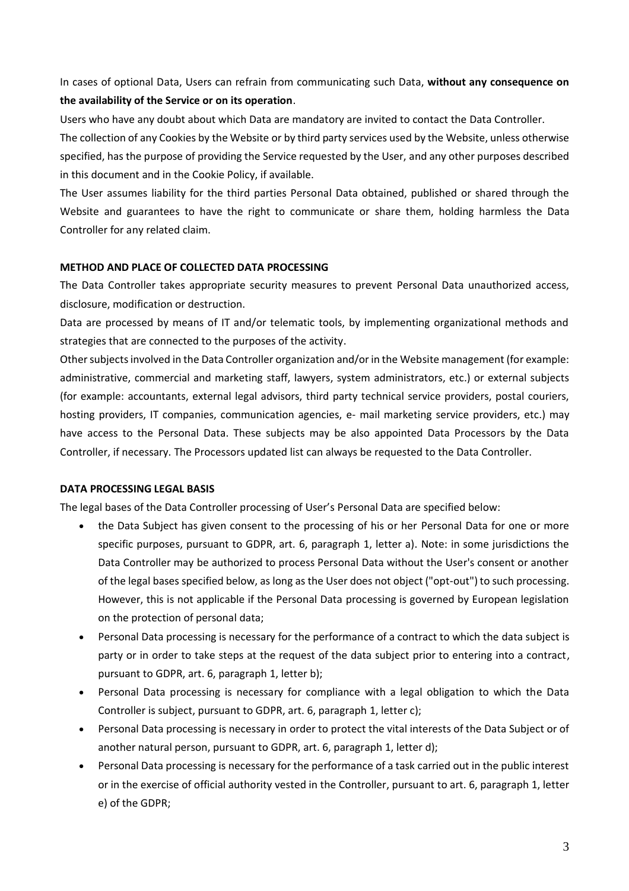In cases of optional Data, Users can refrain from communicating such Data, **without any consequence on the availability of the Service or on its operation**.

Users who have any doubt about which Data are mandatory are invited to contact the Data Controller.

The collection of any Cookies by the Website or by third party services used by the Website, unless otherwise specified, has the purpose of providing the Service requested by the User, and any other purposes described in this document and in the Cookie Policy, if available.

The User assumes liability for the third parties Personal Data obtained, published or shared through the Website and guarantees to have the right to communicate or share them, holding harmless the Data Controller for any related claim.

## METHOD AND PLACE OF COLLECTED DATA PROCESSING

The Data Controller takes appropriate security measures to prevent Personal Data unauthorized access, disclosure, modification or destruction.

Data are processed by means of IT and/or telematic tools, by implementing organizational methods and strategies that are connected to the purposes of the activity.

Other subjects involved in the Data Controller organization and/or in the Website management (for example: administrative, commercial and marketing staff, lawyers, system administrators, etc.) or external subjects (for example: accountants, external legal advisors, third party technical service providers, postal couriers, hosting providers, IT companies, communication agencies, e- mail marketing service providers, etc.) may have access to the Personal Data. These subjects may be also appointed Data Processors by the Data Controller, if necessary. The Processors updated list can always be requested to the Data Controller.

## DATA PROCESSING LEGAL BASIS

The legal bases of the Data Controller processing of User's Personal Data are specified below:

- the Data Subject has given consent to the processing of his or her Personal Data for one or more specific purposes, pursuant to GDPR, art. 6, paragraph 1, letter a). Note: in some jurisdictions the Data Controller may be authorized to process Personal Data without the User's consent or another of the legal bases specified below, as long as the User does not object ("opt-out") to such processing. However, this is not applicable if the Personal Data processing is governed by European legislation on the protection of personal data;
- Personal Data processing is necessary for the performance of a contract to which the data subject is party or in order to take steps at the request of the data subject prior to entering into a contract, pursuant to GDPR, art. 6, paragraph 1, letter b);
- Personal Data processing is necessary for compliance with a legal obligation to which the Data Controller is subject, pursuant to GDPR, art. 6, paragraph 1, letter c);
- Personal Data processing is necessary in order to protect the vital interests of the Data Subject or of another natural person, pursuant to GDPR, art. 6, paragraph 1, letter d);
- Personal Data processing is necessary for the performance of a task carried out in the public interest or in the exercise of official authority vested in the Controller, pursuant to art. 6, paragraph 1, letter e) of the GDPR;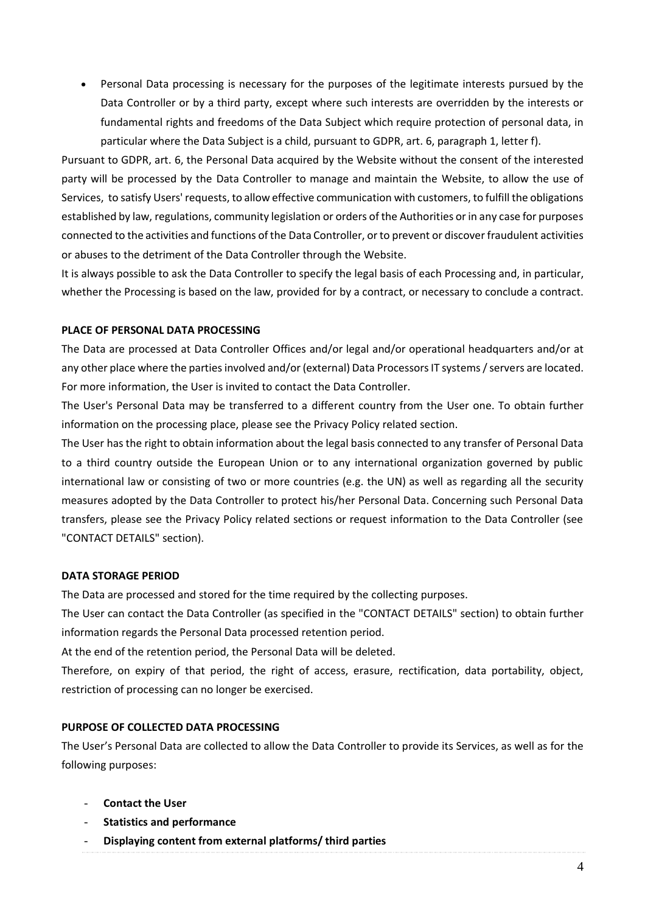- Personal Data processing is necessary for the purposes of the legitimate interests pursued by the Data Controller or by a third party, except where such interests are overridden by the interests or fundamental rights and freedoms of the Data Subject which require protection of personal data, in particular where the Data Subject is a child, pursuant to GDPR, art. 6, paragraph 1, letter f).

Pursuant to GDPR, art. 6, the Personal Data acquired by the Website without the consent of the interested party will be processed by the Data Controller to manage and maintain the Website, to allow the use of Services, to satisfy Users' requests, to allow effective communication with customers, to fulfill the obligations established by law, regulations, community legislation or orders of the Authorities or in any case for purposes connected to the activities and functions of the Data Controller, or to prevent or discover fraudulent activities or abuses to the detriment of the Data Controller through the Website.

It is always possible to ask the Data Controller to specify the legal basis of each Processing and, in particular, whether the Processing is based on the law, provided for by a contract, or necessary to conclude a contract.

**PLACE OF PERSONAL DATA PROCESSING**

The Data are processed at Data Controller Offices and/or legal and/or operational headquarters and/or at any other place where the parties involved and/or (external) Data Processors IT systems / servers are located. For more information, the User is invited to contact the Data Controller.

The User's Personal Data may be transferred to a different country from the User one. To obtain further information on the processing place, please see the Privacy Policy related section.

The User has the right to obtain information about the legal basis connected to any transfer of Personal Data to a third country outside the European Union or to any international organization governed by public international law or consisting of two or more countries (e.g. the UN) as well as regarding all the security measures adopted by the Data Controller to protect his/her Personal Data. Concerning such Personal Data transfers, please see the Privacy Policy related sections or request information to the Data Controller (see "CONTACT DETAILS" section).

**DATA STORAGE PERIOD**

The Data are processed and stored for the time required by the collecting purposes.

The User can contact the Data Controller (as specified in the "CONTACT DETAILS" section) to obtain further information regards the Personal Data processed retention period.

At the end of the retention period, the Personal Data will be deleted.

Therefore, on expiry of that period, the right of access, erasure, rectification, data portability, object, restriction of processing can no longer be exercised.

**PURPOSE OF COLLECTED DATA PROCESSING**

The User's Personal Data are collected to allow the Data Controller to provide its Services, as well as for the following purposes:

- **Contact the User**
- **Statistics and performance**
- **Displaying content from external platforms/ third parties**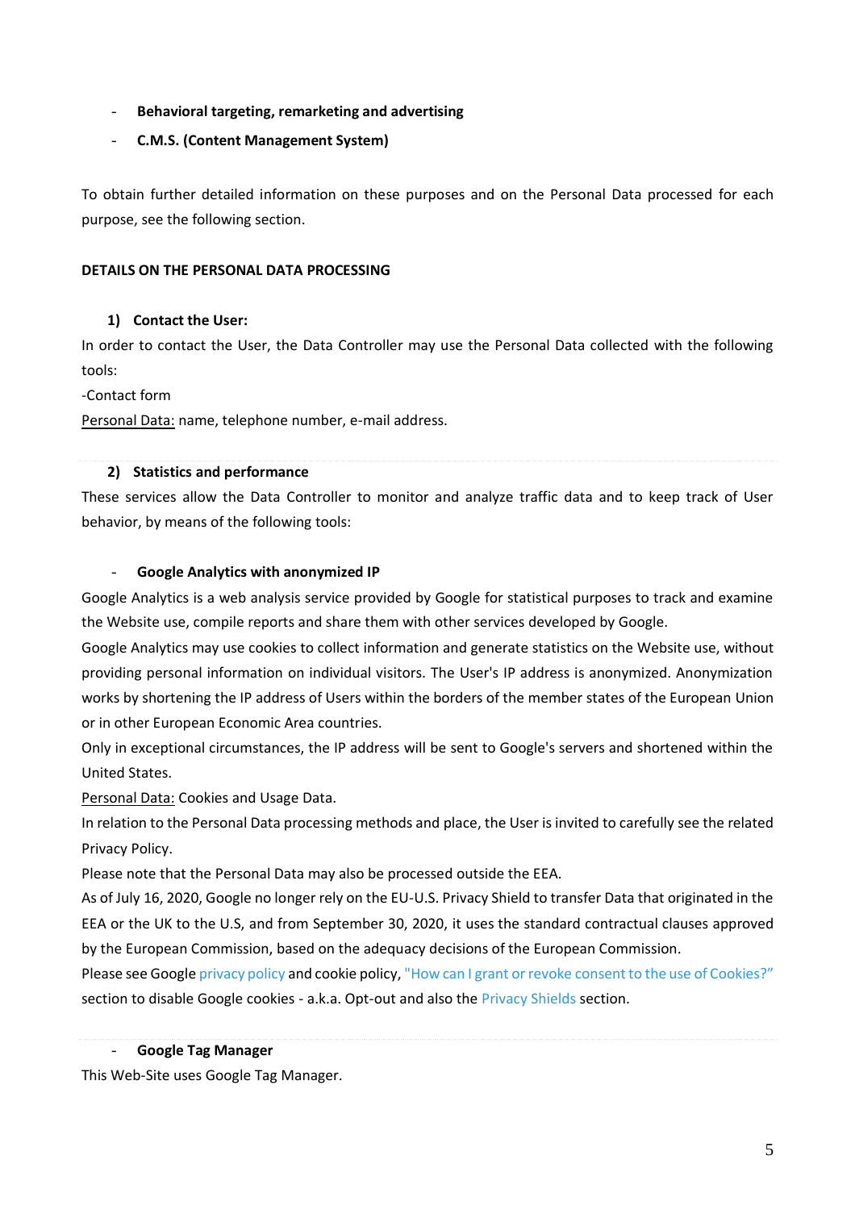- **Behavioral targeting, remarketing and advertising**
- **C.M.S. (Content Management System)**

To obtain further detailed information on these purposes and on the Personal Data processed for each purpose, see the following section.

**DETAILS ON THE PERSONAL DATA PROCESSING**

**1) Contact the User:**

In order to contact the User, the Data Controller may use the Personal Data collected with the following tools:

-Contact form

Personal Data: name, telephone number, e-mail address.

**2) Statistics and performance**

These services allow the Data Controller to monitor and analyze traffic data and to keep track of User behavior, by means of the following tools:

- **Google Analytics with anonymized IP**

Google Analytics is a web analysis service provided by Google for statistical purposes to track and examine the Website use, compile reports and share them with other services developed by Google.

Google Analytics may use cookies to collect information and generate statistics on the Website use, without providing personal information on individual visitors. The User's IP address is anonymized. Anonymization works by shortening the IP address of Users within the borders of the member states of the European Union or in other European Economic Area countries.

Only in exceptional circumstances, the IP address will be sent to Google's servers and shortened within the United States.

Personal Data: Cookies and Usage Data.

In relation to the Personal Data processing methods and place, the User is invited to carefully see the related Privacy Policy.

Please note that the Personal Data may also be processed outside the EEA.

As of July 16, 2020, Google no longer rely on the EU-U.S. Privacy Shield to transfer Data that originated in the EEA or the UK to the U.S, and from September 30, 2020, it uses the standard contractual clauses approved by the European Commission, based on the adequacy decisions of the European Commission.

Please see Google privacy policy and cookie policy, "How can I grant or revoke consent to the use of Cookies?" section to disable Google cookies - a.k.a. Opt-out and also the Privacy Shields section.

- **Google Tag Manager**

This Web-Site uses Google Tag Manager.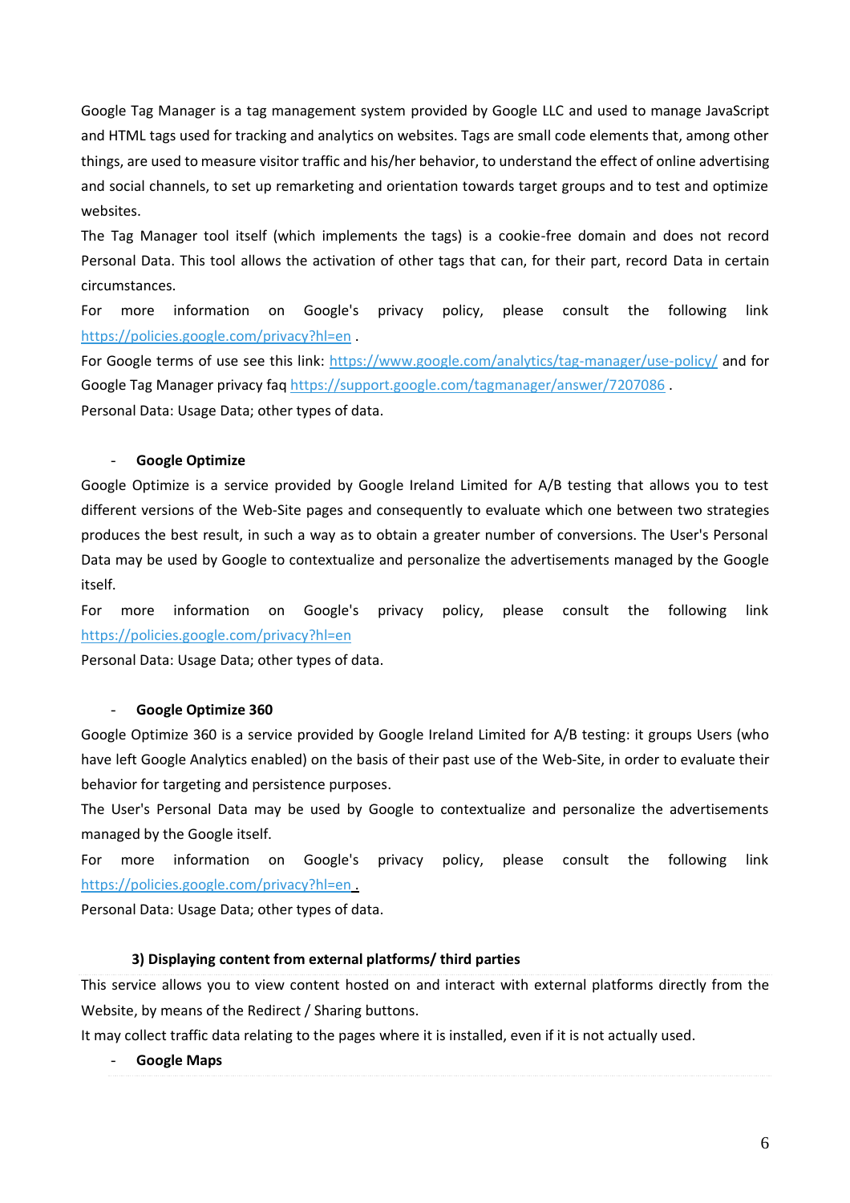Google Tag Manager is a tag management system provided by Google LLC and used to manage JavaScript and HTML tags used for tracking and analytics on websites. Tags are small code elements that, among other things, are used to measure visitor traffic and his/her behavior, to understand the effect of online advertising and social channels, to set up remarketing and orientation towards target groups and to test and optimize websites.

The Tag Manager tool itself (which implements the tags) is a cookie-free domain and does not record Personal Data. This tool allows the activation of other tags that can, for their part, record Data in certain circumstances.

For more information on Google's privacy policy, please consult the following link https://policies.google.com/privacy?hl=en .

For Google terms of use see this link: https://www.google.com/analytics/tag-manager/use-policy/ and for Google Tag Manager privacy faq https://support.google.com/tagmanager/answer/7207086 .

Personal Data: Usage Data; other types of data.

- **Google Optimize**

Google Optimize is a service provided by Google Ireland Limited for A/B testing that allows you to test different versions of the Web-Site pages and consequently to evaluate which one between two strategies produces the best result, in such a way as to obtain a greater number of conversions. The User's Personal Data may be used by Google to contextualize and personalize the advertisements managed by the Google itself.

For more information on Google's privacy policy, please consult the following link https://policies.google.com/privacy?hl=en

Personal Data: Usage Data; other types of data.

- **Google Optimize 360**

Google Optimize 360 is a service provided by Google Ireland Limited for A/B testing: it groups Users (who have left Google Analytics enabled) on the basis of their past use of the Web-Site, in order to evaluate their behavior for targeting and persistence purposes.

The User's Personal Data may be used by Google to contextualize and personalize the advertisements managed by the Google itself.

For more information on Google's privacy policy, please consult the following link https://policies.google.com/privacy?hl=en .

Personal Data: Usage Data; other types of data.

**3) Displaying content from external platforms/ third parties**

This service allows you to view content hosted on and interact with external platforms directly from the Website, by means of the Redirect / Sharing buttons.

It may collect traffic data relating to the pages where it is installed, even if it is not actually used.

- **Google Maps**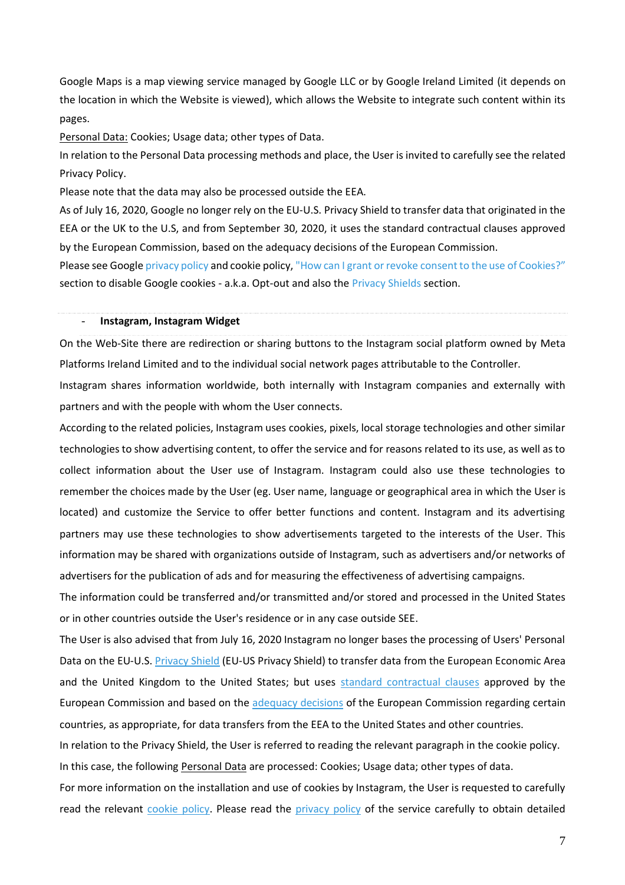Google Maps is a map viewing service managed by Google LLC or by Google Ireland Limited (it depends on the location in which the Website is viewed), which allows the Website to integrate such content within its pages.

Personal Data: Cookies; Usage data; other types of Data.

In relation to the Personal Data processing methods and place, the User is invited to carefully see the related Privacy Policy.

Please note that the data may also be processed outside the EEA.

As of July 16, 2020, Google no longer rely on the EU-U.S. Privacy Shield to transfer data that originated in the EEA or the UK to the U.S, and from September 30, 2020, it uses the standard contractual clauses approved by the European Commission, based on the adequacy decisions of the European Commission.

Please see Google privacy policy and cookie policy, "How can I grant or revoke consent to the use of Cookies?" section to disable Google cookies - a.k.a. Opt-out and also the Privacy Shields section.

- **Instagram, Instagram Widget**

On the Web-Site there are redirection or sharing buttons to the Instagram social platform owned by Meta Platforms Ireland Limited and to the individual social network pages attributable to the Controller.

Instagram shares information worldwide, both internally with Instagram companies and externally with partners and with the people with whom the User connects.

According to the related policies, Instagram uses cookies, pixels, local storage technologies and other similar technologies to show advertising content, to offer the service and for reasons related to its use, as well as to collect information about the User use of Instagram. Instagram could also use these technologies to remember the choices made by the User (eg. User name, language or geographical area in which the User is located) and customize the Service to offer better functions and content. Instagram and its advertising partners may use these technologies to show advertisements targeted to the interests of the User. This information may be shared with organizations outside of Instagram, such as advertisers and/or networks of advertisers for the publication of ads and for measuring the effectiveness of advertising campaigns.

The information could be transferred and/or transmitted and/or stored and processed in the United States or in other countries outside the User's residence or in any case outside SEE.

The User is also advised that from July 16, 2020 Instagram no longer bases the processing of Users' Personal Data on the EU-U.S. Privacy Shield (EU-US Privacy Shield) to transfer data from the European Economic Area and the United Kingdom to the United States; but uses standard contractual clauses approved by the European Commission and based on the adequacy decisions of the European Commission regarding certain countries, as appropriate, for data transfers from the EEA to the United States and other countries.

In relation to the Privacy Shield, the User is referred to reading the relevant paragraph in the cookie policy.

In this case, the following Personal Data are processed: Cookies; Usage data; other types of data.

For more information on the installation and use of cookies by Instagram, the User is requested to carefully read the relevant cookie policy. Please read the privacy policy of the service carefully to obtain detailed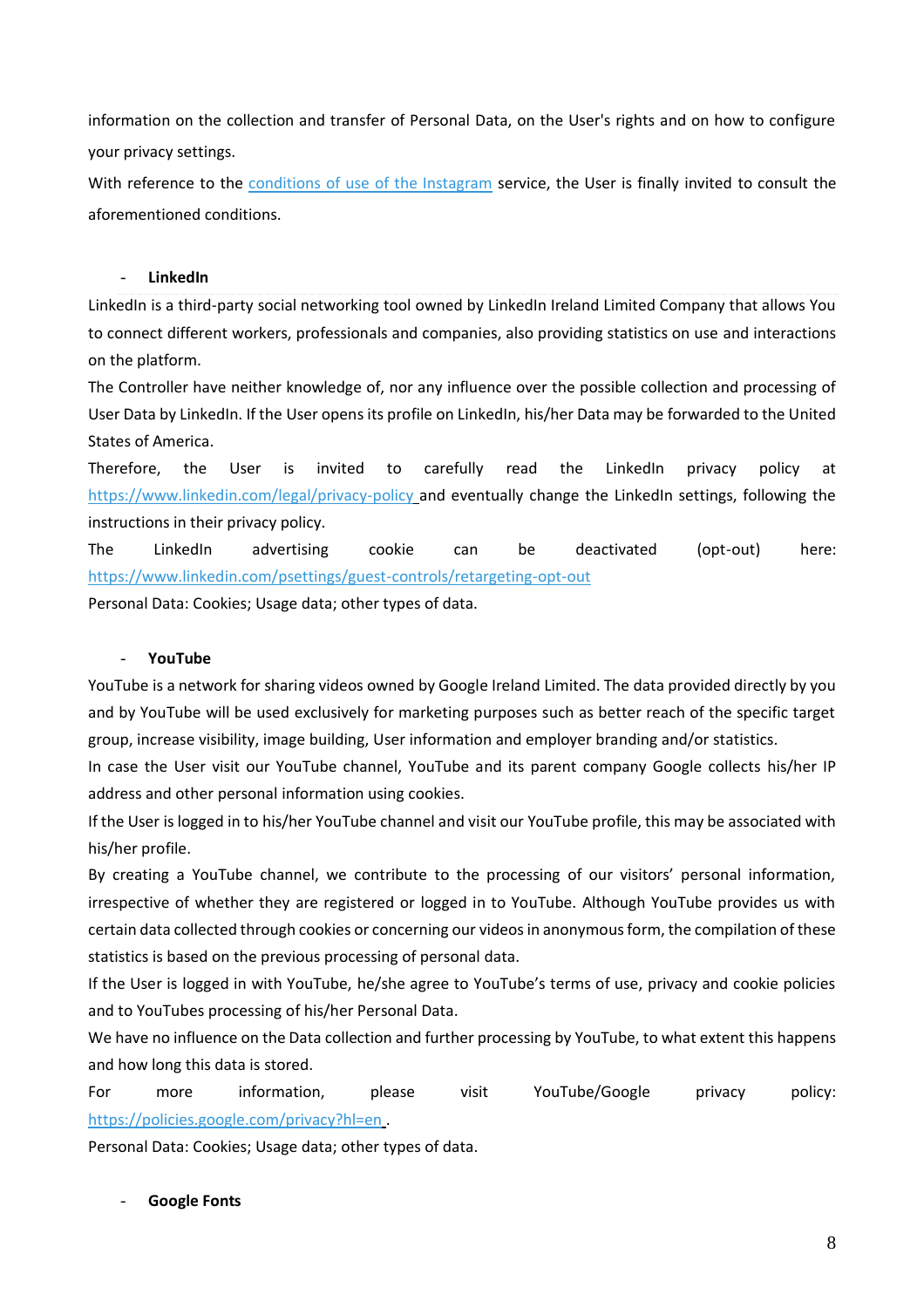information on the collection and transfer of Personal Data, on the User's rights and on how to configure your privacy settings.

With reference to the conditions of use of the Instagram service, the User is finally invited to consult the aforementioned conditions.

- **LinkedIn**

LinkedIn is a third-party social networking tool owned by LinkedIn Ireland Limited Company that allows You to connect different workers, professionals and companies, also providing statistics on use and interactions on the platform.

The Controller have neither knowledge of, nor any influence over the possible collection and processing of User Data by LinkedIn. If the User opens its profile on LinkedIn, his/her Data may be forwarded to the United States of America.

Therefore, the User is invited to carefully read the LinkedIn privacy policy at https://www.linkedin.com/legal/privacy-policy and eventually change the LinkedIn settings, following the instructions in their privacy policy.

The LinkedIn advertising cookie can be deactivated (opt-out) here: https://www.linkedin.com/psettings/guest-controls/retargeting-opt-out

Personal Data: Cookies; Usage data; other types of data.

- **YouTube**

YouTube is a network for sharing videos owned by Google Ireland Limited. The data provided directly by you and by YouTube will be used exclusively for marketing purposes such as better reach of the specific target group, increase visibility, image building, User information and employer branding and/or statistics.

In case the User visit our YouTube channel, YouTube and its parent company Google collects his/her IP address and other personal information using cookies.

If the User is logged in to his/her YouTube channel and visit our YouTube profile, this may be associated with his/her profile.

By creating a YouTube channel, we contribute to the processing of our visitors' personal information, irrespective of whether they are registered or logged in to YouTube. Although YouTube provides us with certain data collected through cookies or concerning our videos in anonymous form, the compilation of these statistics is based on the previous processing of personal data.

If the User is logged in with YouTube, he/she agree to YouTube's terms of use, privacy and cookie policies and to YouTubes processing of his/her Personal Data.

We have no influence on the Data collection and further processing by YouTube, to what extent this happens and how long this data is stored.

For more information, please visit YouTube/Google privacy policy: https://policies.google.com/privacy?hl=en .

Personal Data: Cookies; Usage data; other types of data.

- **Google Fonts**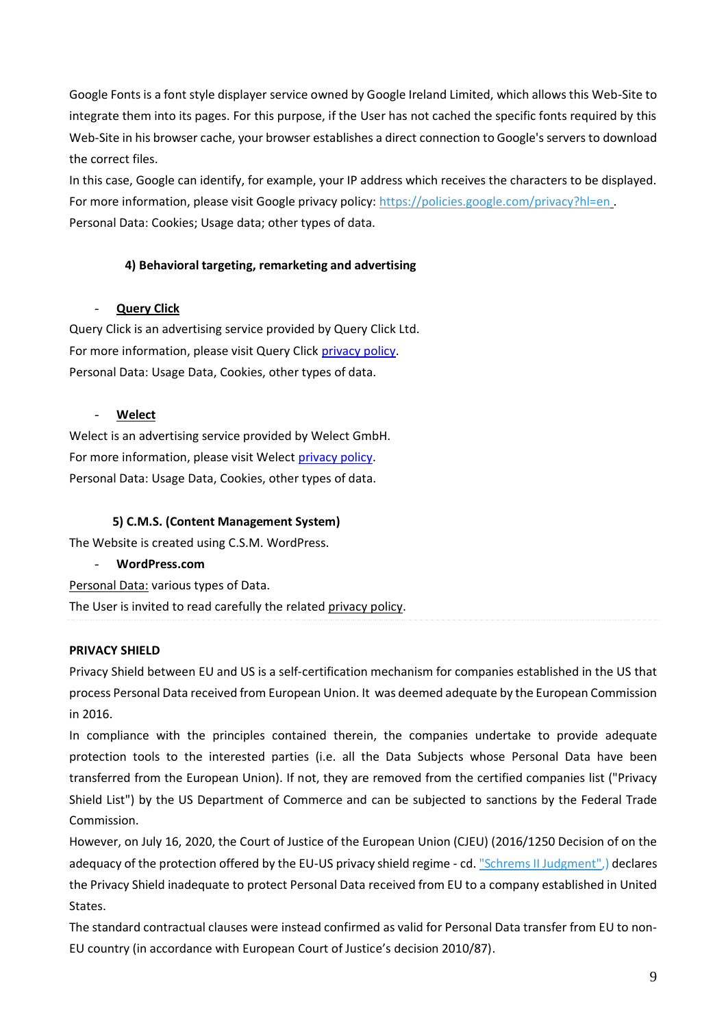Google Fonts is a font style displayer service owned by Google Ireland Limited, which allows this Web-Site to integrate them into its pages. For this purpose, if the User has not cached the specific fonts required by this Web-Site in his browser cache, your browser establishes a direct connection to Google's servers to download the correct files.
In this case, Google can identify, for example, your IP address which receives the characters to be displayed. For more information, please visit Google privacy policy: https://policies.google.com/privacy?hl=en .
Personal Data: Cookies; Usage data; other types of data.

### 4) Behavioral targeting, remarketing and advertising

- **Query Click**

Query Click is an advertising service provided by Query Click Ltd.
For more information, please visit Query Click privacy policy.
Personal Data: Usage Data, Cookies, other types of data.

- **Welect**

Welect is an advertising service provided by Welect GmbH.
For more information, please visit Welect privacy policy.
Personal Data: Usage Data, Cookies, other types of data.

### 5) C.M.S. (Content Management System)

The Website is created using C.S.M. WordPress.

- **WordPress.com**

Personal Data: various types of Data.
The User is invited to read carefully the related privacy policy.

---

**PRIVACY SHIELD**

Privacy Shield between EU and US is a self-certification mechanism for companies established in the US that process Personal Data received from European Union. It was deemed adequate by the European Commission in 2016.
In compliance with the principles contained therein, the companies undertake to provide adequate protection tools to the interested parties (i.e. all the Data Subjects whose Personal Data have been transferred from the European Union). If not, they are removed from the certified companies list ("Privacy Shield List") by the US Department of Commerce and can be subjected to sanctions by the Federal Trade Commission.
However, on July 16, 2020, the Court of Justice of the European Union (CJEU) (2016/1250 Decision of on the adequacy of the protection offered by the EU-US privacy shield regime - cd. "Schrems II Judgment",) declares the Privacy Shield inadequate to protect Personal Data received from EU to a company established in United States.
The standard contractual clauses were instead confirmed as valid for Personal Data transfer from EU to non-EU country (in accordance with European Court of Justice's decision 2010/87).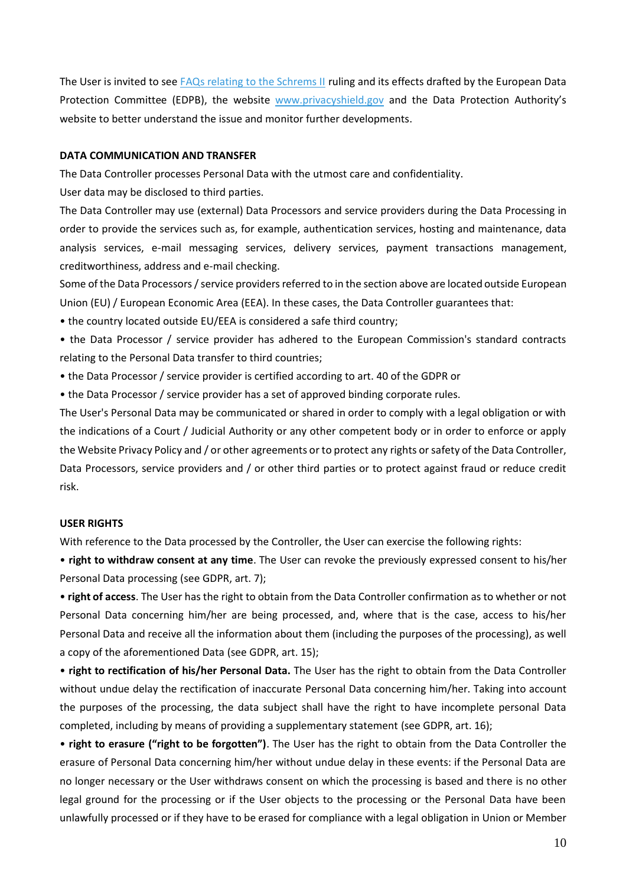The User is invited to see [FAQs relating to the Schrems II](#) ruling and its effects drafted by the European Data Protection Committee (EDPB), the website [www.privacyshield.gov](http://www.privacyshield.gov) and the Data Protection Authority's website to better understand the issue and monitor further developments.

## DATA COMMUNICATION AND TRANSFER

The Data Controller processes Personal Data with the utmost care and confidentiality.

User data may be disclosed to third parties.

The Data Controller may use (external) Data Processors and service providers during the Data Processing in order to provide the services such as, for example, authentication services, hosting and maintenance, data analysis services, e-mail messaging services, delivery services, payment transactions management, creditworthiness, address and e-mail checking.

Some of the Data Processors / service providers referred to in the section above are located outside European Union (EU) / European Economic Area (EEA). In these cases, the Data Controller guarantees that:

- the country located outside EU/EEA is considered a safe third country;
- the Data Processor / service provider has adhered to the European Commission's standard contracts relating to the Personal Data transfer to third countries;
- the Data Processor / service provider is certified according to art. 40 of the GDPR or
- the Data Processor / service provider has a set of approved binding corporate rules.

The User's Personal Data may be communicated or shared in order to comply with a legal obligation or with the indications of a Court / Judicial Authority or any other competent body or in order to enforce or apply the Website Privacy Policy and / or other agreements or to protect any rights or safety of the Data Controller, Data Processors, service providers and / or other third parties or to protect against fraud or reduce credit risk.

## USER RIGHTS

With reference to the Data processed by the Controller, the User can exercise the following rights:

- **right to withdraw consent at any time**. The User can revoke the previously expressed consent to his/her Personal Data processing (see GDPR, art. 7);
- **right of access**. The User has the right to obtain from the Data Controller confirmation as to whether or not Personal Data concerning him/her are being processed, and, where that is the case, access to his/her Personal Data and receive all the information about them (including the purposes of the processing), as well a copy of the aforementioned Data (see GDPR, art. 15);
- **right to rectification of his/her Personal Data.** The User has the right to obtain from the Data Controller without undue delay the rectification of inaccurate Personal Data concerning him/her. Taking into account the purposes of the processing, the data subject shall have the right to have incomplete personal Data completed, including by means of providing a supplementary statement (see GDPR, art. 16);
- **right to erasure ("right to be forgotten")**. The User has the right to obtain from the Data Controller the erasure of Personal Data concerning him/her without undue delay in these events: if the Personal Data are no longer necessary or the User withdraws consent on which the processing is based and there is no other legal ground for the processing or if the User objects to the processing or the Personal Data have been unlawfully processed or if they have to be erased for compliance with a legal obligation in Union or Member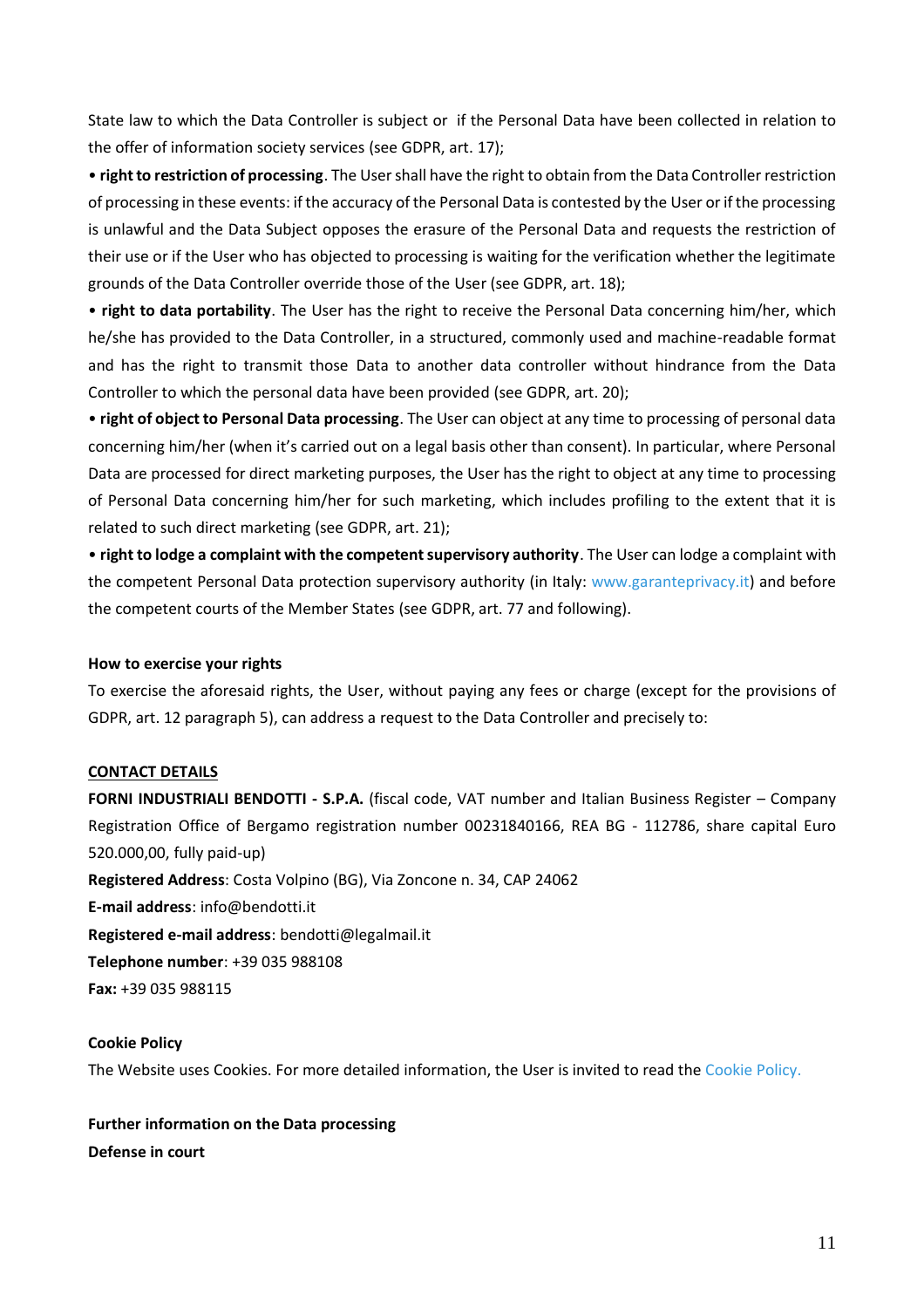State law to which the Data Controller is subject or if the Personal Data have been collected in relation to the offer of information society services (see GDPR, art. 17);

• **right to restriction of processing**. The User shall have the right to obtain from the Data Controller restriction of processing in these events: if the accuracy of the Personal Data is contested by the User or if the processing is unlawful and the Data Subject opposes the erasure of the Personal Data and requests the restriction of their use or if the User who has objected to processing is waiting for the verification whether the legitimate grounds of the Data Controller override those of the User (see GDPR, art. 18);

• **right to data portability**. The User has the right to receive the Personal Data concerning him/her, which he/she has provided to the Data Controller, in a structured, commonly used and machine-readable format and has the right to transmit those Data to another data controller without hindrance from the Data Controller to which the personal data have been provided (see GDPR, art. 20);

• **right of object to Personal Data processing**. The User can object at any time to processing of personal data concerning him/her (when it's carried out on a legal basis other than consent). In particular, where Personal Data are processed for direct marketing purposes, the User has the right to object at any time to processing of Personal Data concerning him/her for such marketing, which includes profiling to the extent that it is related to such direct marketing (see GDPR, art. 21);

• **right to lodge a complaint with the competent supervisory authority**. The User can lodge a complaint with the competent Personal Data protection supervisory authority (in Italy: www.garanteprivacy.it) and before the competent courts of the Member States (see GDPR, art. 77 and following).

**How to exercise your rights**

To exercise the aforesaid rights, the User, without paying any fees or charge (except for the provisions of GDPR, art. 12 paragraph 5), can address a request to the Data Controller and precisely to:

**CONTACT DETAILS**

**FORNI INDUSTRIALI BENDOTTI - S.P.A.** (fiscal code, VAT number and Italian Business Register – Company Registration Office of Bergamo registration number 00231840166, REA BG - 112786, share capital Euro 520.000,00, fully paid-up)

**Registered Address**: Costa Volpino (BG), Via Zoncone n. 34, CAP 24062

**E-mail address**: info@bendotti.it

**Registered e-mail address**: bendotti@legalmail.it

**Telephone number**: +39 035 988108

**Fax:** +39 035 988115

**Cookie Policy**

The Website uses Cookies. For more detailed information, the User is invited to read the Cookie Policy.

**Further information on the Data processing**

**Defense in court**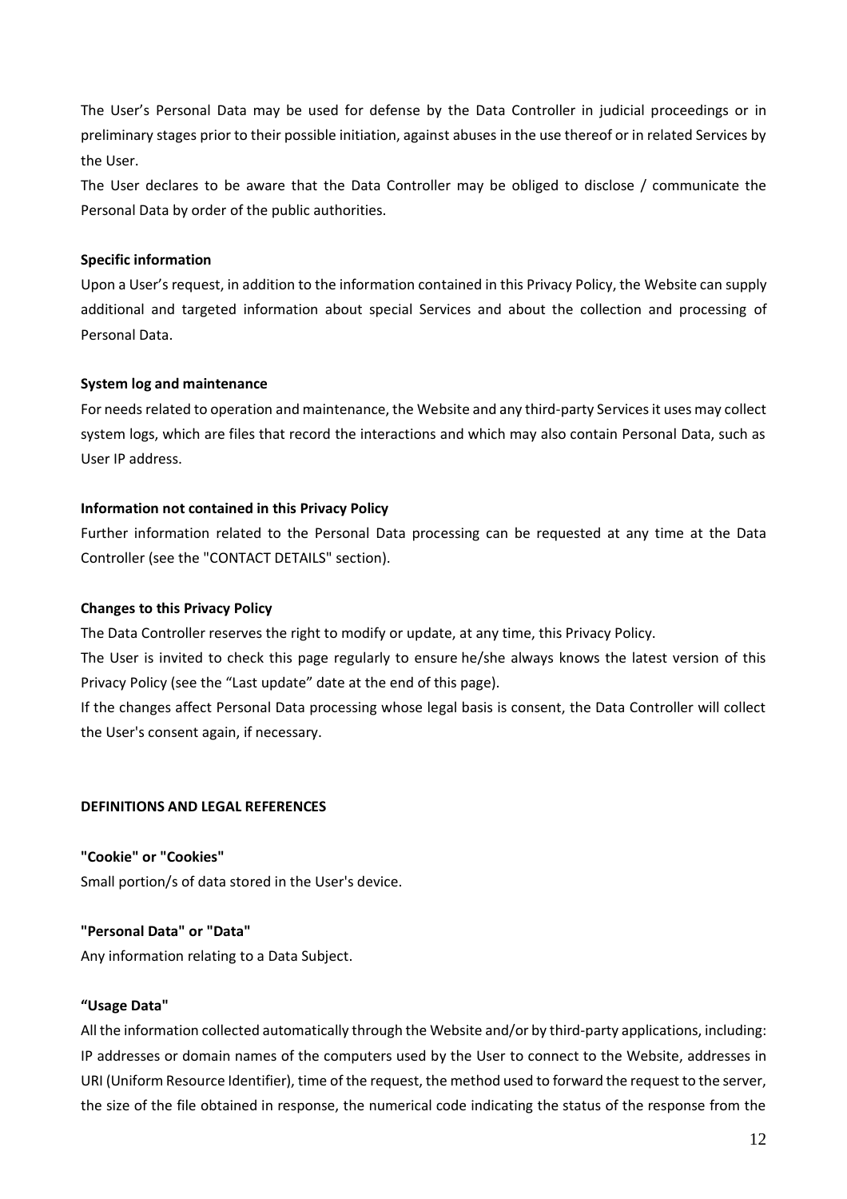The User's Personal Data may be used for defense by the Data Controller in judicial proceedings or in preliminary stages prior to their possible initiation, against abuses in the use thereof or in related Services by the User.

The User declares to be aware that the Data Controller may be obliged to disclose / communicate the Personal Data by order of the public authorities.

**Specific information**

Upon a User's request, in addition to the information contained in this Privacy Policy, the Website can supply additional and targeted information about special Services and about the collection and processing of Personal Data.

**System log and maintenance**

For needs related to operation and maintenance, the Website and any third-party Services it uses may collect system logs, which are files that record the interactions and which may also contain Personal Data, such as User IP address.

**Information not contained in this Privacy Policy**

Further information related to the Personal Data processing can be requested at any time at the Data Controller (see the "CONTACT DETAILS" section).

**Changes to this Privacy Policy**

The Data Controller reserves the right to modify or update, at any time, this Privacy Policy.

The User is invited to check this page regularly to ensure he/she always knows the latest version of this Privacy Policy (see the "Last update" date at the end of this page).

If the changes affect Personal Data processing whose legal basis is consent, the Data Controller will collect the User's consent again, if necessary.

## DEFINITIONS AND LEGAL REFERENCES

**"Cookie" or "Cookies"**

Small portion/s of data stored in the User's device.

**"Personal Data" or "Data"**

Any information relating to a Data Subject.

**"Usage Data"**

All the information collected automatically through the Website and/or by third-party applications, including: IP addresses or domain names of the computers used by the User to connect to the Website, addresses in URI (Uniform Resource Identifier), time of the request, the method used to forward the request to the server, the size of the file obtained in response, the numerical code indicating the status of the response from the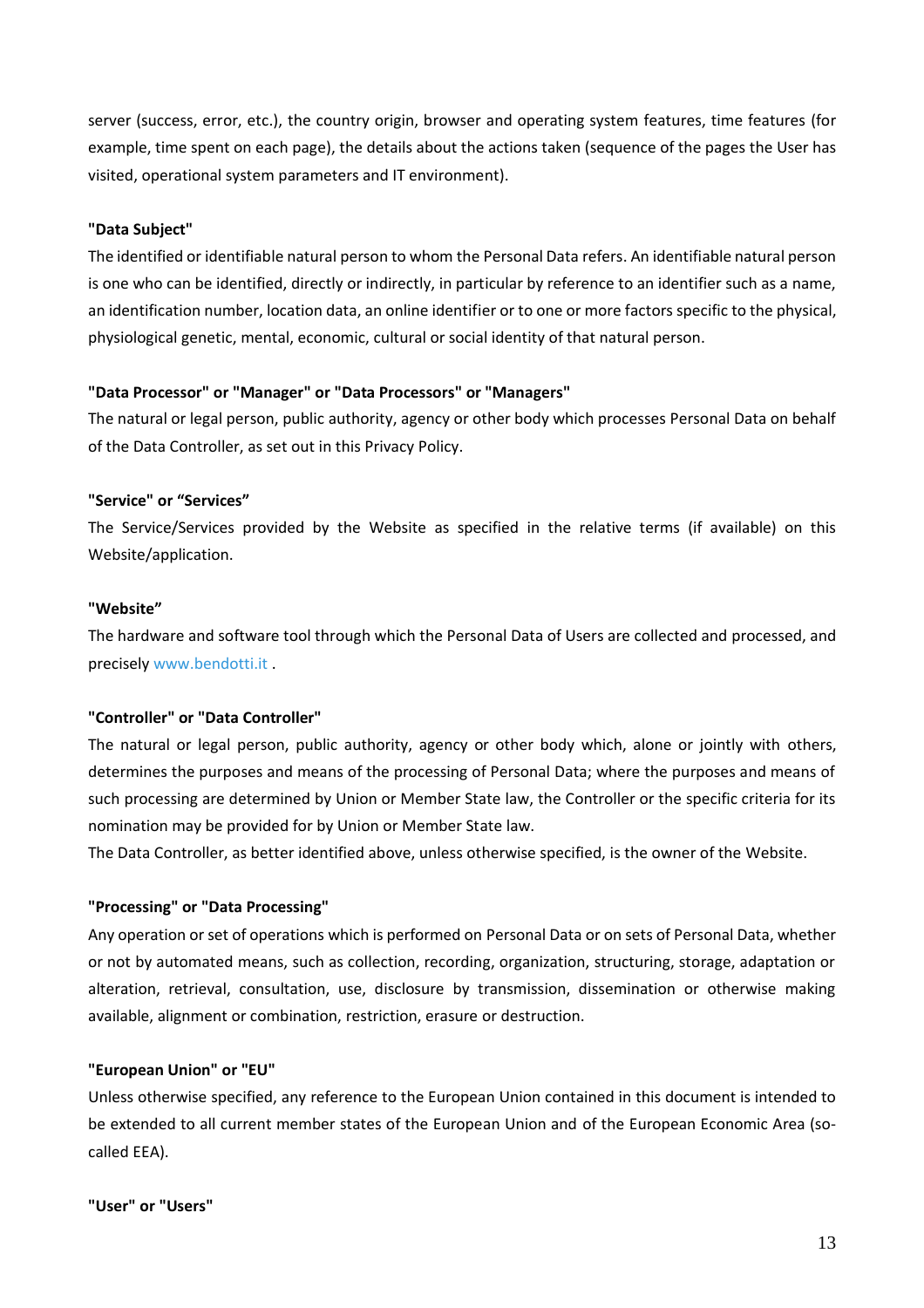server (success, error, etc.), the country origin, browser and operating system features, time features (for example, time spent on each page), the details about the actions taken (sequence of the pages the User has visited, operational system parameters and IT environment).

**"Data Subject"**

The identified or identifiable natural person to whom the Personal Data refers. An identifiable natural person is one who can be identified, directly or indirectly, in particular by reference to an identifier such as a name, an identification number, location data, an online identifier or to one or more factors specific to the physical, physiological genetic, mental, economic, cultural or social identity of that natural person.

**"Data Processor" or "Manager" or "Data Processors" or "Managers"**

The natural or legal person, public authority, agency or other body which processes Personal Data on behalf of the Data Controller, as set out in this Privacy Policy.

**"Service" or "Services"**

The Service/Services provided by the Website as specified in the relative terms (if available) on this Website/application.

**"Website"**

The hardware and software tool through which the Personal Data of Users are collected and processed, and precisely www.bendotti.it .

**"Controller" or "Data Controller"**

The natural or legal person, public authority, agency or other body which, alone or jointly with others, determines the purposes and means of the processing of Personal Data; where the purposes and means of such processing are determined by Union or Member State law, the Controller or the specific criteria for its nomination may be provided for by Union or Member State law.

The Data Controller, as better identified above, unless otherwise specified, is the owner of the Website.

**"Processing" or "Data Processing"**

Any operation or set of operations which is performed on Personal Data or on sets of Personal Data, whether or not by automated means, such as collection, recording, organization, structuring, storage, adaptation or alteration, retrieval, consultation, use, disclosure by transmission, dissemination or otherwise making available, alignment or combination, restriction, erasure or destruction.

**"European Union" or "EU"**

Unless otherwise specified, any reference to the European Union contained in this document is intended to be extended to all current member states of the European Union and of the European Economic Area (so-called EEA).

**"User" or "Users"**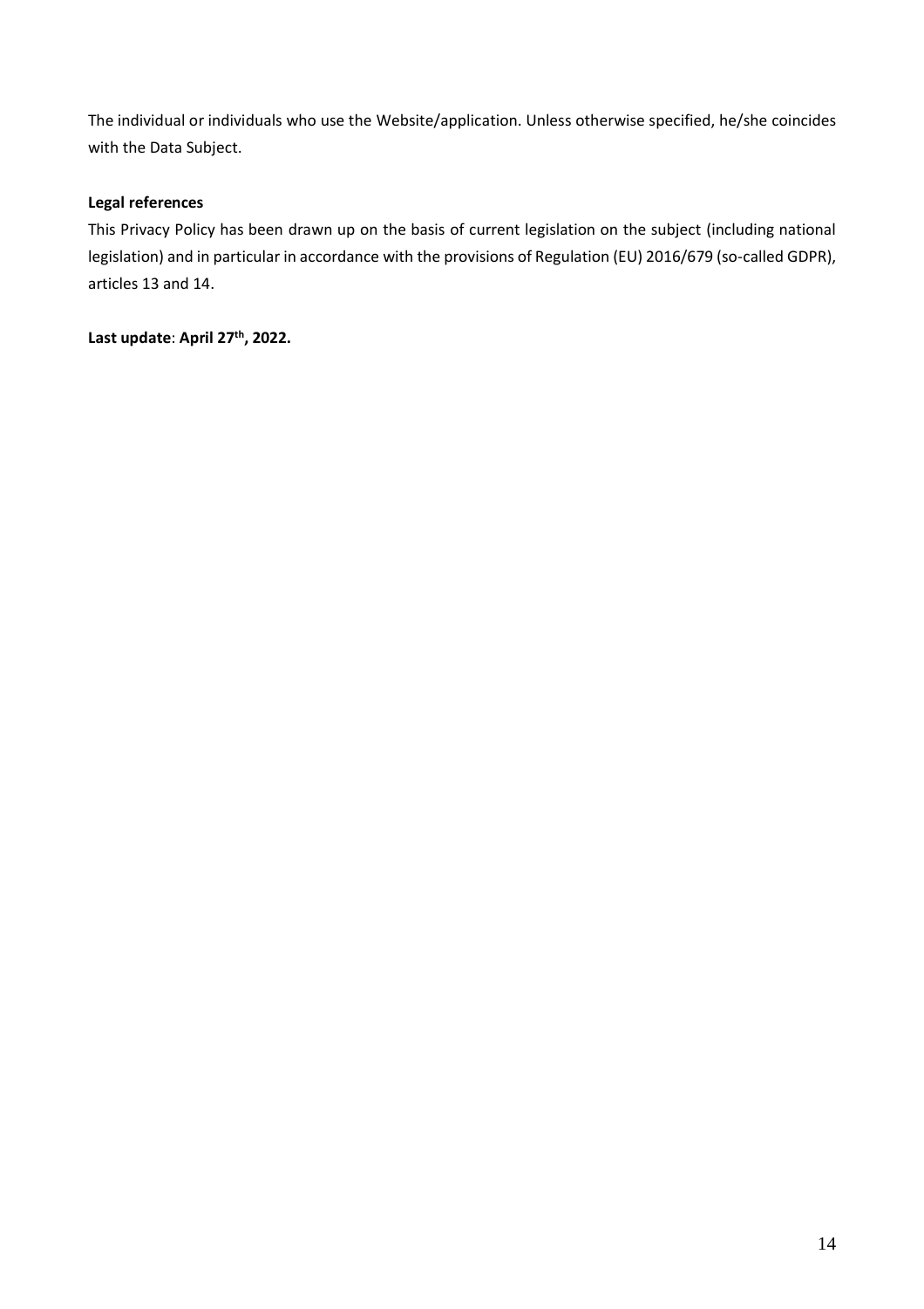The individual or individuals who use the Website/application. Unless otherwise specified, he/she coincides with the Data Subject.

**Legal references**

This Privacy Policy has been drawn up on the basis of current legislation on the subject (including national legislation) and in particular in accordance with the provisions of Regulation (EU) 2016/679 (so-called GDPR), articles 13 and 14.

**Last update**: **April 27th, 2022.**